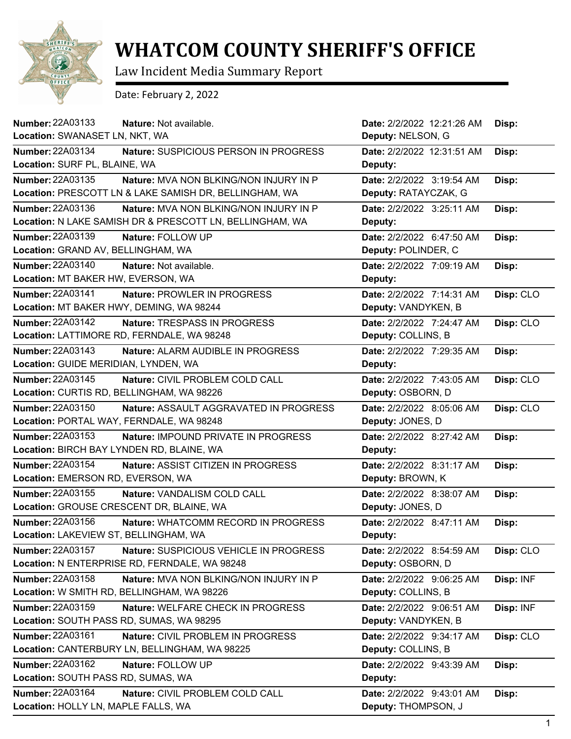# WHATCOM COUNTY SHERIFF'S OFFICE

Law Incident Media Summary Report

Date: February 2, 2022

| Number | Nature | Location | Date | Deputy | Disp |
|---|---|---|---|---|---|
| 22A03133 | Not available. | SWANASET LN, NKT, WA | 2/2/2022 12:21:26 AM | NELSON, G | |
| 22A03134 | SUSPICIOUS PERSON IN PROGRESS | SURF PL, BLAINE, WA | 2/2/2022 12:31:51 AM | | |
| 22A03135 | MVA NON BLKING/NON INJURY IN P | PRESCOTT LN & LAKE SAMISH DR, BELLINGHAM, WA | 2/2/2022 3:19:54 AM | RATAYCZAK, G | |
| 22A03136 | MVA NON BLKING/NON INJURY IN P | N LAKE SAMISH DR & PRESCOTT LN, BELLINGHAM, WA | 2/2/2022 3:25:11 AM | | |
| 22A03139 | FOLLOW UP | GRAND AV, BELLINGHAM, WA | 2/2/2022 6:47:50 AM | POLINDER, C | |
| 22A03140 | Not available. | MT BAKER HW, EVERSON, WA | 2/2/2022 7:09:19 AM | | |
| 22A03141 | PROWLER IN PROGRESS | MT BAKER HWY, DEMING, WA 98244 | 2/2/2022 7:14:31 AM | VANDYKEN, B | CLO |
| 22A03142 | TRESPASS IN PROGRESS | LATTIMORE RD, FERNDALE, WA 98248 | 2/2/2022 7:24:47 AM | COLLINS, B | CLO |
| 22A03143 | ALARM AUDIBLE IN PROGRESS | GUIDE MERIDIAN, LYNDEN, WA | 2/2/2022 7:29:35 AM | | |
| 22A03145 | CIVIL PROBLEM COLD CALL | CURTIS RD, BELLINGHAM, WA 98226 | 2/2/2022 7:43:05 AM | OSBORN, D | CLO |
| 22A03150 | ASSAULT AGGRAVATED IN PROGRESS | PORTAL WAY, FERNDALE, WA 98248 | 2/2/2022 8:05:06 AM | JONES, D | CLO |
| 22A03153 | IMPOUND PRIVATE IN PROGRESS | BIRCH BAY LYNDEN RD, BLAINE, WA | 2/2/2022 8:27:42 AM | | |
| 22A03154 | ASSIST CITIZEN IN PROGRESS | EMERSON RD, EVERSON, WA | 2/2/2022 8:31:17 AM | BROWN, K | |
| 22A03155 | VANDALISM COLD CALL | GROUSE CRESCENT DR, BLAINE, WA | 2/2/2022 8:38:07 AM | JONES, D | |
| 22A03156 | WHATCOMM RECORD IN PROGRESS | LAKEVIEW ST, BELLINGHAM, WA | 2/2/2022 8:47:11 AM | | |
| 22A03157 | SUSPICIOUS VEHICLE IN PROGRESS | N ENTERPRISE RD, FERNDALE, WA 98248 | 2/2/2022 8:54:59 AM | OSBORN, D | CLO |
| 22A03158 | MVA NON BLKING/NON INJURY IN P | W SMITH RD, BELLINGHAM, WA 98226 | 2/2/2022 9:06:25 AM | COLLINS, B | INF |
| 22A03159 | WELFARE CHECK IN PROGRESS | SOUTH PASS RD, SUMAS, WA 98295 | 2/2/2022 9:06:51 AM | VANDYKEN, B | INF |
| 22A03161 | CIVIL PROBLEM IN PROGRESS | CANTERBURY LN, BELLINGHAM, WA 98225 | 2/2/2022 9:34:17 AM | COLLINS, B | CLO |
| 22A03162 | FOLLOW UP | SOUTH PASS RD, SUMAS, WA | 2/2/2022 9:43:39 AM | | |
| 22A03164 | CIVIL PROBLEM COLD CALL | HOLLY LN, MAPLE FALLS, WA | 2/2/2022 9:43:01 AM | THOMPSON, J | |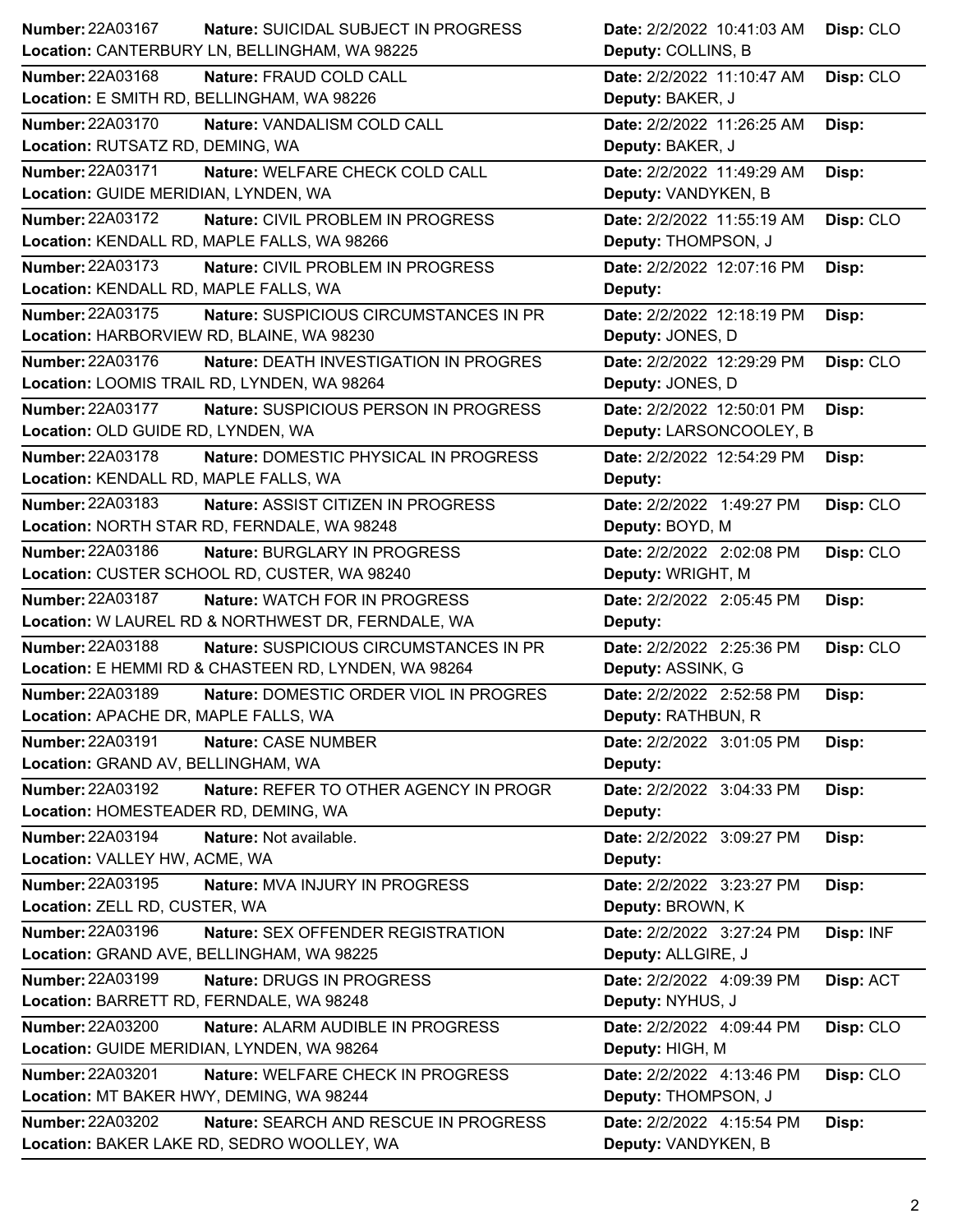| Number | Nature | Location | Date | Deputy | Disp |
|---|---|---|---|---|---|
| 22A03167 | SUICIDAL SUBJECT IN PROGRESS | CANTERBURY LN, BELLINGHAM, WA 98225 | 2/2/2022 10:41:03 AM | COLLINS, B | CLO |
| 22A03168 | FRAUD COLD CALL | E SMITH RD, BELLINGHAM, WA 98226 | 2/2/2022 11:10:47 AM | BAKER, J | CLO |
| 22A03170 | VANDALISM COLD CALL | RUTSATZ RD, DEMING, WA | 2/2/2022 11:26:25 AM | BAKER, J | |
| 22A03171 | WELFARE CHECK COLD CALL | GUIDE MERIDIAN, LYNDEN, WA | 2/2/2022 11:49:29 AM | VANDYKEN, B | |
| 22A03172 | CIVIL PROBLEM IN PROGRESS | KENDALL RD, MAPLE FALLS, WA 98266 | 2/2/2022 11:55:19 AM | THOMPSON, J | CLO |
| 22A03173 | CIVIL PROBLEM IN PROGRESS | KENDALL RD, MAPLE FALLS, WA | 2/2/2022 12:07:16 PM | | |
| 22A03175 | SUSPICIOUS CIRCUMSTANCES IN PR | HARBORVIEW RD, BLAINE, WA 98230 | 2/2/2022 12:18:19 PM | JONES, D | |
| 22A03176 | DEATH INVESTIGATION IN PROGRES | LOOMIS TRAIL RD, LYNDEN, WA 98264 | 2/2/2022 12:29:29 PM | JONES, D | CLO |
| 22A03177 | SUSPICIOUS PERSON IN PROGRESS | OLD GUIDE RD, LYNDEN, WA | 2/2/2022 12:50:01 PM | LARSONCOOLEY, B | |
| 22A03178 | DOMESTIC PHYSICAL IN PROGRESS | KENDALL RD, MAPLE FALLS, WA | 2/2/2022 12:54:29 PM | | |
| 22A03183 | ASSIST CITIZEN IN PROGRESS | NORTH STAR RD, FERNDALE, WA 98248 | 2/2/2022 1:49:27 PM | BOYD, M | CLO |
| 22A03186 | BURGLARY IN PROGRESS | CUSTER SCHOOL RD, CUSTER, WA 98240 | 2/2/2022 2:02:08 PM | WRIGHT, M | CLO |
| 22A03187 | WATCH FOR IN PROGRESS | W LAUREL RD & NORTHWEST DR, FERNDALE, WA | 2/2/2022 2:05:45 PM | | |
| 22A03188 | SUSPICIOUS CIRCUMSTANCES IN PR | E HEMMI RD & CHASTEEN RD, LYNDEN, WA 98264 | 2/2/2022 2:25:36 PM | ASSINK, G | CLO |
| 22A03189 | DOMESTIC ORDER VIOL IN PROGRES | APACHE DR, MAPLE FALLS, WA | 2/2/2022 2:52:58 PM | RATHBUN, R | |
| 22A03191 | CASE NUMBER | GRAND AV, BELLINGHAM, WA | 2/2/2022 3:01:05 PM | | |
| 22A03192 | REFER TO OTHER AGENCY IN PROGR | HOMESTEADER RD, DEMING, WA | 2/2/2022 3:04:33 PM | | |
| 22A03194 | Not available. | VALLEY HW, ACME, WA | 2/2/2022 3:09:27 PM | | |
| 22A03195 | MVA INJURY IN PROGRESS | ZELL RD, CUSTER, WA | 2/2/2022 3:23:27 PM | BROWN, K | |
| 22A03196 | SEX OFFENDER REGISTRATION | GRAND AVE, BELLINGHAM, WA 98225 | 2/2/2022 3:27:24 PM | ALLGIRE, J | INF |
| 22A03199 | DRUGS IN PROGRESS | BARRETT RD, FERNDALE, WA 98248 | 2/2/2022 4:09:39 PM | NYHUS, J | ACT |
| 22A03200 | ALARM AUDIBLE IN PROGRESS | GUIDE MERIDIAN, LYNDEN, WA 98264 | 2/2/2022 4:09:44 PM | HIGH, M | CLO |
| 22A03201 | WELFARE CHECK IN PROGRESS | MT BAKER HWY, DEMING, WA 98244 | 2/2/2022 4:13:46 PM | THOMPSON, J | CLO |
| 22A03202 | SEARCH AND RESCUE IN PROGRESS | BAKER LAKE RD, SEDRO WOOLLEY, WA | 2/2/2022 4:15:54 PM | VANDYKEN, B | |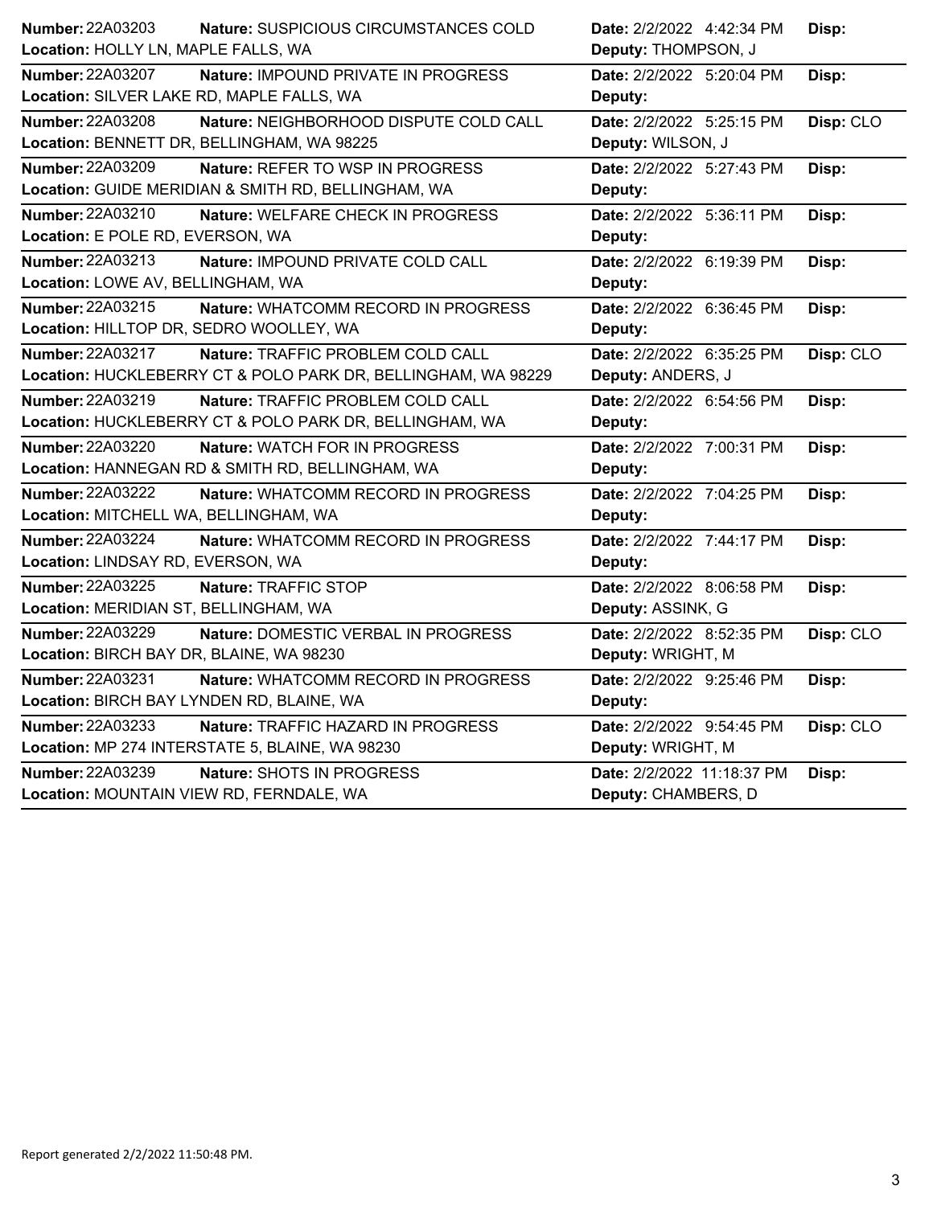**Number:** 22A03203 **Nature:** SUSPICIOUS CIRCUMSTANCES COLD **Date:** 2/2/2022 4:42:34 PM **Disp:**
**Location:** HOLLY LN, MAPLE FALLS, WA **Deputy:** THOMPSON, J

---

**Number:** 22A03207 **Nature:** IMPOUND PRIVATE IN PROGRESS **Date:** 2/2/2022 5:20:04 PM **Disp:**
**Location:** SILVER LAKE RD, MAPLE FALLS, WA **Deputy:**

---

**Number:** 22A03208 **Nature:** NEIGHBORHOOD DISPUTE COLD CALL **Date:** 2/2/2022 5:25:15 PM **Disp:** CLO
**Location:** BENNETT DR, BELLINGHAM, WA 98225 **Deputy:** WILSON, J

---

**Number:** 22A03209 **Nature:** REFER TO WSP IN PROGRESS **Date:** 2/2/2022 5:27:43 PM **Disp:**
**Location:** GUIDE MERIDIAN & SMITH RD, BELLINGHAM, WA **Deputy:**

---

**Number:** 22A03210 **Nature:** WELFARE CHECK IN PROGRESS **Date:** 2/2/2022 5:36:11 PM **Disp:**
**Location:** E POLE RD, EVERSON, WA **Deputy:**

---

**Number:** 22A03213 **Nature:** IMPOUND PRIVATE COLD CALL **Date:** 2/2/2022 6:19:39 PM **Disp:**
**Location:** LOWE AV, BELLINGHAM, WA **Deputy:**

---

**Number:** 22A03215 **Nature:** WHATCOMM RECORD IN PROGRESS **Date:** 2/2/2022 6:36:45 PM **Disp:**
**Location:** HILLTOP DR, SEDRO WOOLLEY, WA **Deputy:**

---

**Number:** 22A03217 **Nature:** TRAFFIC PROBLEM COLD CALL **Date:** 2/2/2022 6:35:25 PM **Disp:** CLO
**Location:** HUCKLEBERRY CT & POLO PARK DR, BELLINGHAM, WA 98229 **Deputy:** ANDERS, J

---

**Number:** 22A03219 **Nature:** TRAFFIC PROBLEM COLD CALL **Date:** 2/2/2022 6:54:56 PM **Disp:**
**Location:** HUCKLEBERRY CT & POLO PARK DR, BELLINGHAM, WA **Deputy:**

---

**Number:** 22A03220 **Nature:** WATCH FOR IN PROGRESS **Date:** 2/2/2022 7:00:31 PM **Disp:**
**Location:** HANNEGAN RD & SMITH RD, BELLINGHAM, WA **Deputy:**

---

**Number:** 22A03222 **Nature:** WHATCOMM RECORD IN PROGRESS **Date:** 2/2/2022 7:04:25 PM **Disp:**
**Location:** MITCHELL WA, BELLINGHAM, WA **Deputy:**

---

**Number:** 22A03224 **Nature:** WHATCOMM RECORD IN PROGRESS **Date:** 2/2/2022 7:44:17 PM **Disp:**
**Location:** LINDSAY RD, EVERSON, WA **Deputy:**

---

**Number:** 22A03225 **Nature:** TRAFFIC STOP **Date:** 2/2/2022 8:06:58 PM **Disp:**
**Location:** MERIDIAN ST, BELLINGHAM, WA **Deputy:** ASSINK, G

---

**Number:** 22A03229 **Nature:** DOMESTIC VERBAL IN PROGRESS **Date:** 2/2/2022 8:52:35 PM **Disp:** CLO
**Location:** BIRCH BAY DR, BLAINE, WA 98230 **Deputy:** WRIGHT, M

---

**Number:** 22A03231 **Nature:** WHATCOMM RECORD IN PROGRESS **Date:** 2/2/2022 9:25:46 PM **Disp:**
**Location:** BIRCH BAY LYNDEN RD, BLAINE, WA **Deputy:**

---

**Number:** 22A03233 **Nature:** TRAFFIC HAZARD IN PROGRESS **Date:** 2/2/2022 9:54:45 PM **Disp:** CLO
**Location:** MP 274 INTERSTATE 5, BLAINE, WA 98230 **Deputy:** WRIGHT, M

---

**Number:** 22A03239 **Nature:** SHOTS IN PROGRESS **Date:** 2/2/2022 11:18:37 PM **Disp:**
**Location:** MOUNTAIN VIEW RD, FERNDALE, WA **Deputy:** CHAMBERS, D

---

Report generated 2/2/2022 11:50:48 PM.